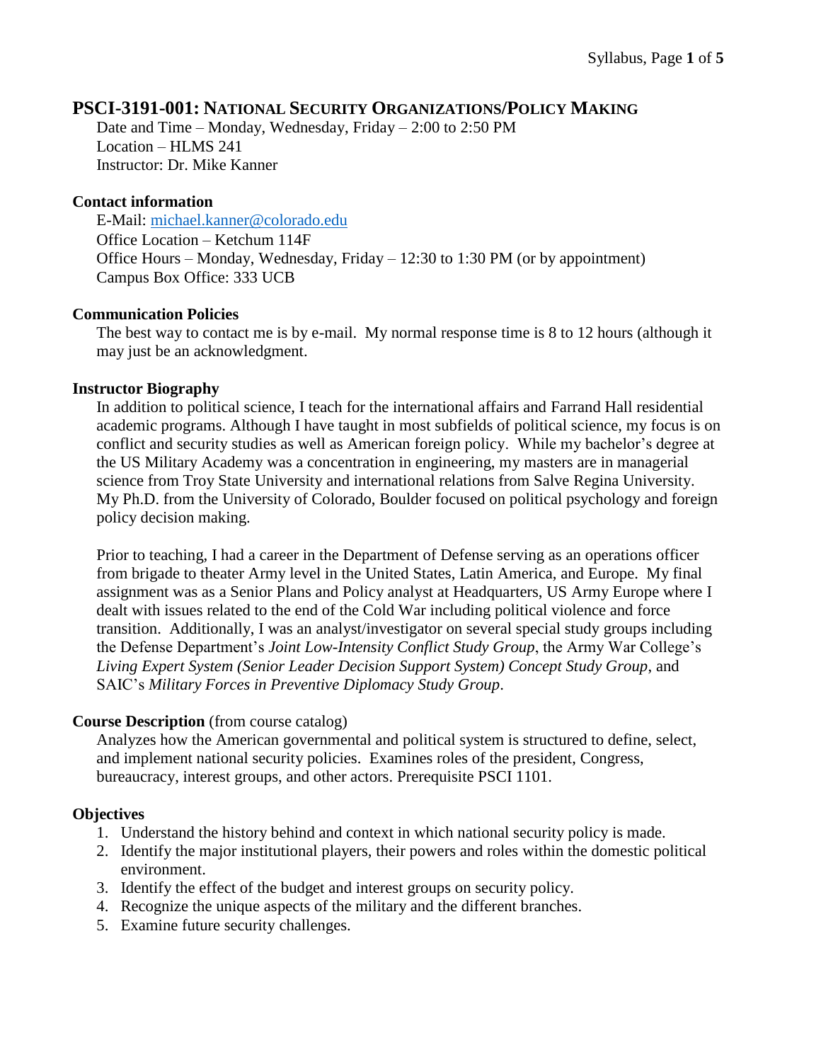# PSCI-3191-001: National Security Organizations/Policy Making

Date and Time – Monday, Wednesday, Friday – 2:00 to 2:50 PM
Location – HLMS 241
Instructor: Dr. Mike Kanner

### Contact information

E-Mail: michael.kanner@colorado.edu
Office Location – Ketchum 114F
Office Hours – Monday, Wednesday, Friday – 12:30 to 1:30 PM (or by appointment)
Campus Box Office: 333 UCB

### Communication Policies

The best way to contact me is by e-mail. My normal response time is 8 to 12 hours (although it may just be an acknowledgment.

### Instructor Biography

In addition to political science, I teach for the international affairs and Farrand Hall residential academic programs. Although I have taught in most subfields of political science, my focus is on conflict and security studies as well as American foreign policy. While my bachelor's degree at the US Military Academy was a concentration in engineering, my masters are in managerial science from Troy State University and international relations from Salve Regina University. My Ph.D. from the University of Colorado, Boulder focused on political psychology and foreign policy decision making.

Prior to teaching, I had a career in the Department of Defense serving as an operations officer from brigade to theater Army level in the United States, Latin America, and Europe. My final assignment was as a Senior Plans and Policy analyst at Headquarters, US Army Europe where I dealt with issues related to the end of the Cold War including political violence and force transition. Additionally, I was an analyst/investigator on several special study groups including the Defense Department's *Joint Low-Intensity Conflict Study Group*, the Army War College's *Living Expert System (Senior Leader Decision Support System) Concept Study Group*, and SAIC's *Military Forces in Preventive Diplomacy Study Group*.

### Course Description (from course catalog)

Analyzes how the American governmental and political system is structured to define, select, and implement national security policies. Examines roles of the president, Congress, bureaucracy, interest groups, and other actors. Prerequisite PSCI 1101.

### Objectives

1. Understand the history behind and context in which national security policy is made.
2. Identify the major institutional players, their powers and roles within the domestic political environment.
3. Identify the effect of the budget and interest groups on security policy.
4. Recognize the unique aspects of the military and the different branches.
5. Examine future security challenges.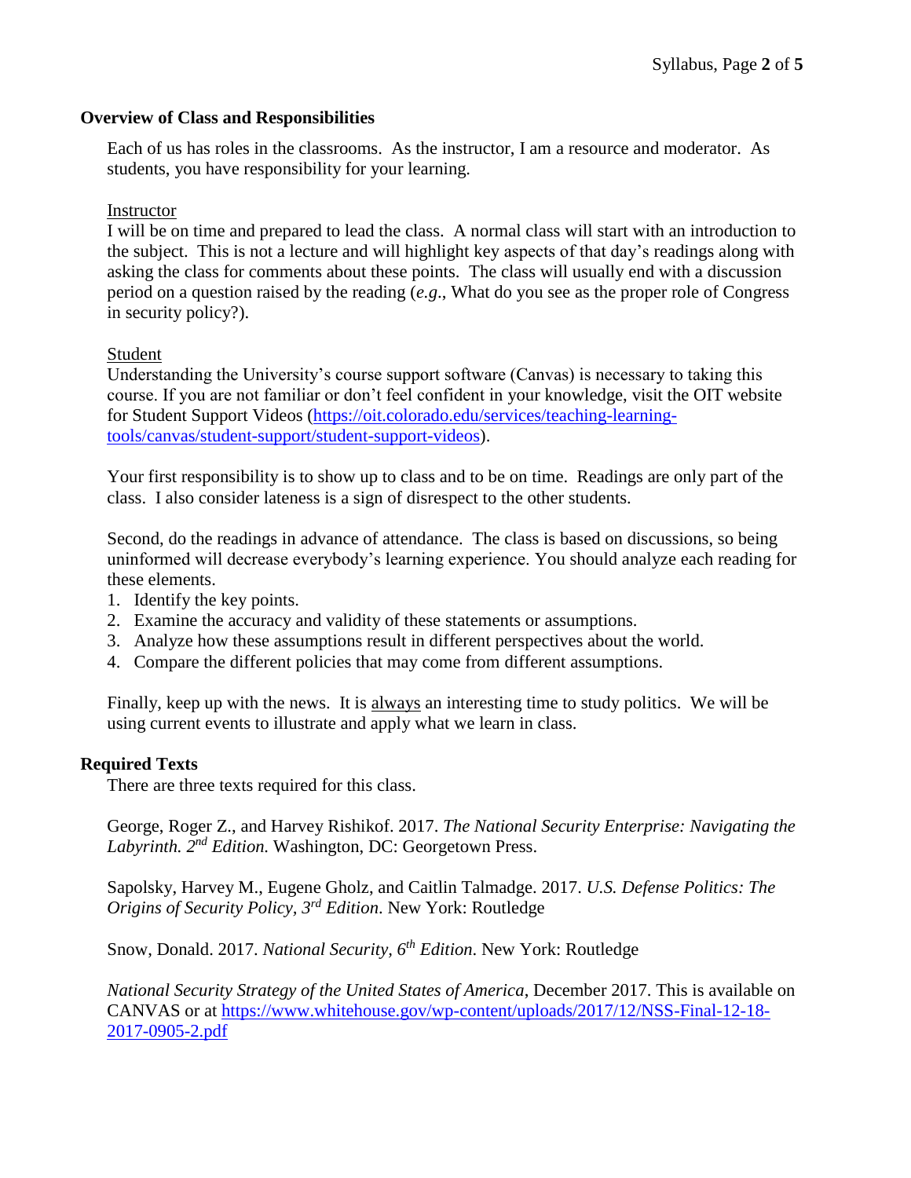### Overview of Class and Responsibilities

Each of us has roles in the classrooms. As the instructor, I am a resource and moderator. As students, you have responsibility for your learning.

Instructor
I will be on time and prepared to lead the class. A normal class will start with an introduction to the subject. This is not a lecture and will highlight key aspects of that day's readings along with asking the class for comments about these points. The class will usually end with a discussion period on a question raised by the reading (*e.g*., What do you see as the proper role of Congress in security policy?).

Student
Understanding the University's course support software (Canvas) is necessary to taking this course. If you are not familiar or don't feel confident in your knowledge, visit the OIT website for Student Support Videos (https://oit.colorado.edu/services/teaching-learning-tools/canvas/student-support/student-support-videos).

Your first responsibility is to show up to class and to be on time. Readings are only part of the class. I also consider lateness is a sign of disrespect to the other students.

Second, do the readings in advance of attendance. The class is based on discussions, so being uninformed will decrease everybody's learning experience. You should analyze each reading for these elements.

1. Identify the key points.
2. Examine the accuracy and validity of these statements or assumptions.
3. Analyze how these assumptions result in different perspectives about the world.
4. Compare the different policies that may come from different assumptions.

Finally, keep up with the news. It is always an interesting time to study politics. We will be using current events to illustrate and apply what we learn in class.

### Required Texts

There are three texts required for this class.

George, Roger Z., and Harvey Rishikof. 2017. *The National Security Enterprise: Navigating the Labyrinth. 2nd Edition.* Washington, DC: Georgetown Press.

Sapolsky, Harvey M., Eugene Gholz, and Caitlin Talmadge. 2017. *U.S. Defense Politics: The Origins of Security Policy, 3rd Edition*. New York: Routledge

Snow, Donald. 2017. *National Security, 6th Edition*. New York: Routledge

*National Security Strategy of the United States of America*, December 2017. This is available on CANVAS or at https://www.whitehouse.gov/wp-content/uploads/2017/12/NSS-Final-12-18-2017-0905-2.pdf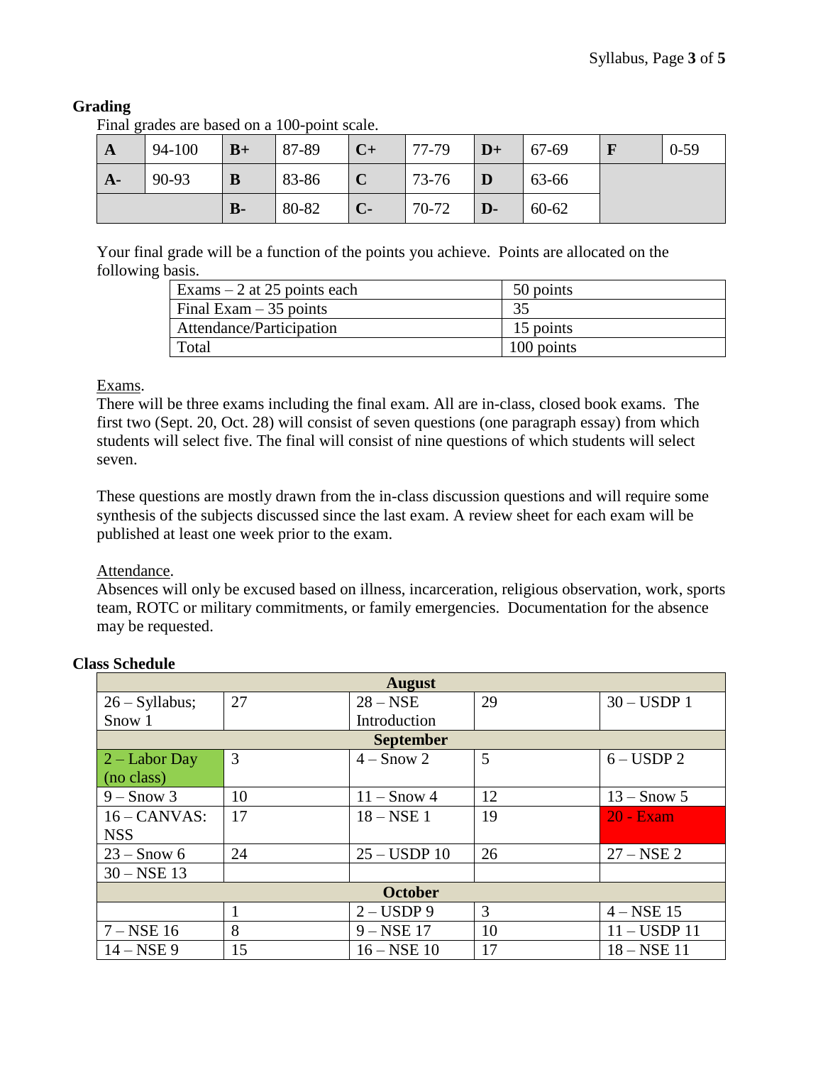## Grading

Final grades are based on a 100-point scale.

| **A** | 94-100 | **B+** | 87-89 | **C+** | 77-79 | **D+** | 67-69 | **F** | 0-59 |
|---|---|---|---|---|---|---|---|---|---|
| **A-** | 90-93 | **B** | 83-86 | **C** | 73-76 | **D** | 63-66 | | |
| | | **B-** | 80-82 | **C-** | 70-72 | **D-** | 60-62 | | |

Your final grade will be a function of the points you achieve. Points are allocated on the following basis.

| Exams – 2 at 25 points each | 50 points |
|---|---|
| Final Exam – 35 points | 35 |
| Attendance/Participation | 15 points |
| Total | 100 points |

Exams.

There will be three exams including the final exam. All are in-class, closed book exams. The first two (Sept. 20, Oct. 28) will consist of seven questions (one paragraph essay) from which students will select five. The final will consist of nine questions of which students will select seven.

These questions are mostly drawn from the in-class discussion questions and will require some synthesis of the subjects discussed since the last exam. A review sheet for each exam will be published at least one week prior to the exam.

Attendance.

Absences will only be excused based on illness, incarceration, religious observation, work, sports team, ROTC or military commitments, or family emergencies. Documentation for the absence may be requested.

## Class Schedule

| **August** | | | | |
|---|---|---|---|---|
| 26 – Syllabus; Snow 1 | 27 | 28 – NSE Introduction | 29 | 30 – USDP 1 |
| **September** | | | | |
| 2 – Labor Day (no class) | 3 | 4 – Snow 2 | 5 | 6 – USDP 2 |
| 9 – Snow 3 | 10 | 11 – Snow 4 | 12 | 13 – Snow 5 |
| 16 – CANVAS: NSS | 17 | 18 – NSE 1 | 19 | 20 - Exam |
| 23 – Snow 6 | 24 | 25 – USDP 10 | 26 | 27 – NSE 2 |
| 30 – NSE 13 | | | | |
| **October** | | | | |
| | 1 | 2 – USDP 9 | 3 | 4 – NSE 15 |
| 7 – NSE 16 | 8 | 9 – NSE 17 | 10 | 11 – USDP 11 |
| 14 – NSE 9 | 15 | 16 – NSE 10 | 17 | 18 – NSE 11 |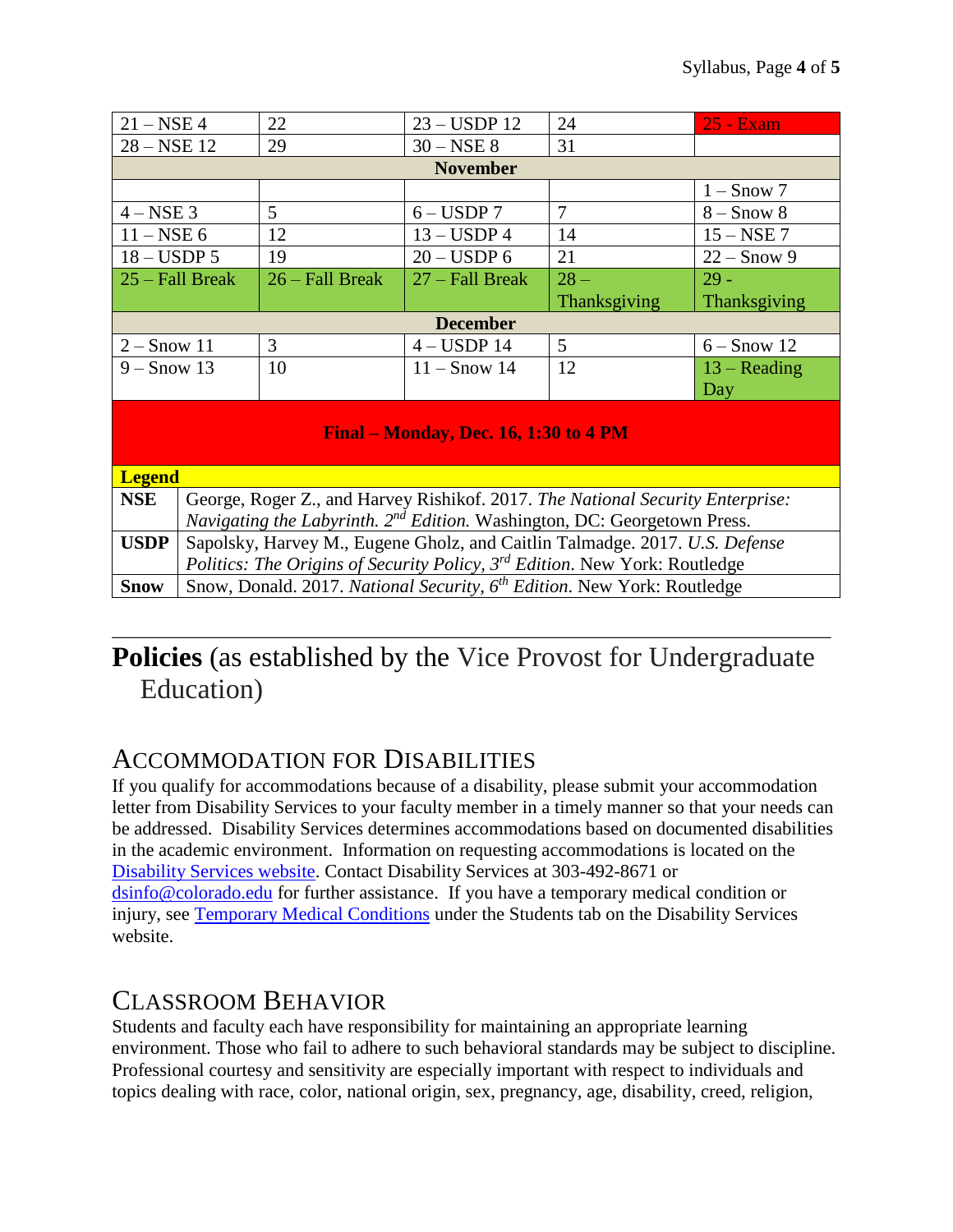| | | | | |
|---|---|---|---|---|
| 21 – NSE 4 | 22 | 23 – USDP 12 | 24 | 25 - Exam |
| 28 – NSE 12 | 29 | 30 – NSE 8 | 31 | |
| **November** | | | | |
| | | | | 1 – Snow 7 |
| 4 – NSE 3 | 5 | 6 – USDP 7 | 7 | 8 – Snow 8 |
| 11 – NSE 6 | 12 | 13 – USDP 4 | 14 | 15 – NSE 7 |
| 18 – USDP 5 | 19 | 20 – USDP 6 | 21 | 22 – Snow 9 |
| 25 – Fall Break | 26 – Fall Break | 27 – Fall Break | 28 – Thanksgiving | 29 - Thanksgiving |
| **December** | | | | |
| 2 – Snow 11 | 3 | 4 – USDP 14 | 5 | 6 – Snow 12 |
| 9 – Snow 13 | 10 | 11 – Snow 14 | 12 | 13 – Reading Day |
| **Final – Monday, Dec. 16, 1:30 to 4 PM** | | | | |

| **Legend** | |
|---|---|
| **NSE** | George, Roger Z., and Harvey Rishikof. 2017. *The National Security Enterprise: Navigating the Labyrinth. 2nd Edition.* Washington, DC: Georgetown Press. |
| **USDP** | Sapolsky, Harvey M., Eugene Gholz, and Caitlin Talmadge. 2017. *U.S. Defense Politics: The Origins of Security Policy, 3rd Edition*. New York: Routledge |
| **Snow** | Snow, Donald. 2017. *National Security, 6th Edition*. New York: Routledge |

---

# **Policies** (as established by the Vice Provost for Undergraduate Education)

## Accommodation for Disabilities

If you qualify for accommodations because of a disability, please submit your accommodation letter from Disability Services to your faculty member in a timely manner so that your needs can be addressed. Disability Services determines accommodations based on documented disabilities in the academic environment. Information on requesting accommodations is located on the Disability Services website. Contact Disability Services at 303-492-8671 or dsinfo@colorado.edu for further assistance. If you have a temporary medical condition or injury, see Temporary Medical Conditions under the Students tab on the Disability Services website.

## Classroom Behavior

Students and faculty each have responsibility for maintaining an appropriate learning environment. Those who fail to adhere to such behavioral standards may be subject to discipline. Professional courtesy and sensitivity are especially important with respect to individuals and topics dealing with race, color, national origin, sex, pregnancy, age, disability, creed, religion,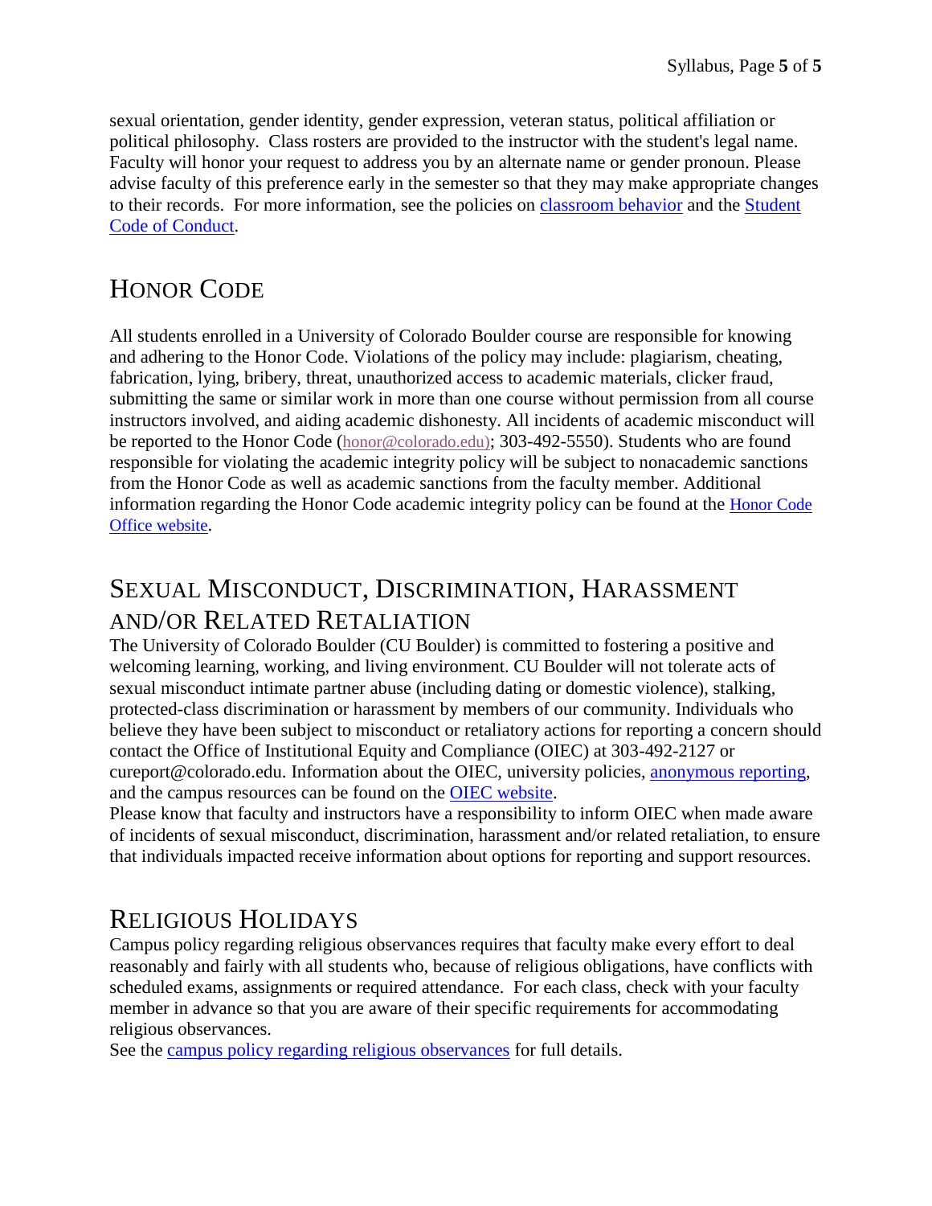sexual orientation, gender identity, gender expression, veteran status, political affiliation or political philosophy. Class rosters are provided to the instructor with the student's legal name. Faculty will honor your request to address you by an alternate name or gender pronoun. Please advise faculty of this preference early in the semester so that they may make appropriate changes to their records. For more information, see the policies on classroom behavior and the Student Code of Conduct.

## HONOR CODE

All students enrolled in a University of Colorado Boulder course are responsible for knowing and adhering to the Honor Code. Violations of the policy may include: plagiarism, cheating, fabrication, lying, bribery, threat, unauthorized access to academic materials, clicker fraud, submitting the same or similar work in more than one course without permission from all course instructors involved, and aiding academic dishonesty. All incidents of academic misconduct will be reported to the Honor Code (honor@colorado.edu); 303-492-5550). Students who are found responsible for violating the academic integrity policy will be subject to nonacademic sanctions from the Honor Code as well as academic sanctions from the faculty member. Additional information regarding the Honor Code academic integrity policy can be found at the Honor Code Office website.

## SEXUAL MISCONDUCT, DISCRIMINATION, HARASSMENT AND/OR RELATED RETALIATION

The University of Colorado Boulder (CU Boulder) is committed to fostering a positive and welcoming learning, working, and living environment. CU Boulder will not tolerate acts of sexual misconduct intimate partner abuse (including dating or domestic violence), stalking, protected-class discrimination or harassment by members of our community. Individuals who believe they have been subject to misconduct or retaliatory actions for reporting a concern should contact the Office of Institutional Equity and Compliance (OIEC) at 303-492-2127 or cureport@colorado.edu. Information about the OIEC, university policies, anonymous reporting, and the campus resources can be found on the OIEC website.

Please know that faculty and instructors have a responsibility to inform OIEC when made aware of incidents of sexual misconduct, discrimination, harassment and/or related retaliation, to ensure that individuals impacted receive information about options for reporting and support resources.

## RELIGIOUS HOLIDAYS

Campus policy regarding religious observances requires that faculty make every effort to deal reasonably and fairly with all students who, because of religious obligations, have conflicts with scheduled exams, assignments or required attendance. For each class, check with your faculty member in advance so that you are aware of their specific requirements for accommodating religious observances.

See the campus policy regarding religious observances for full details.